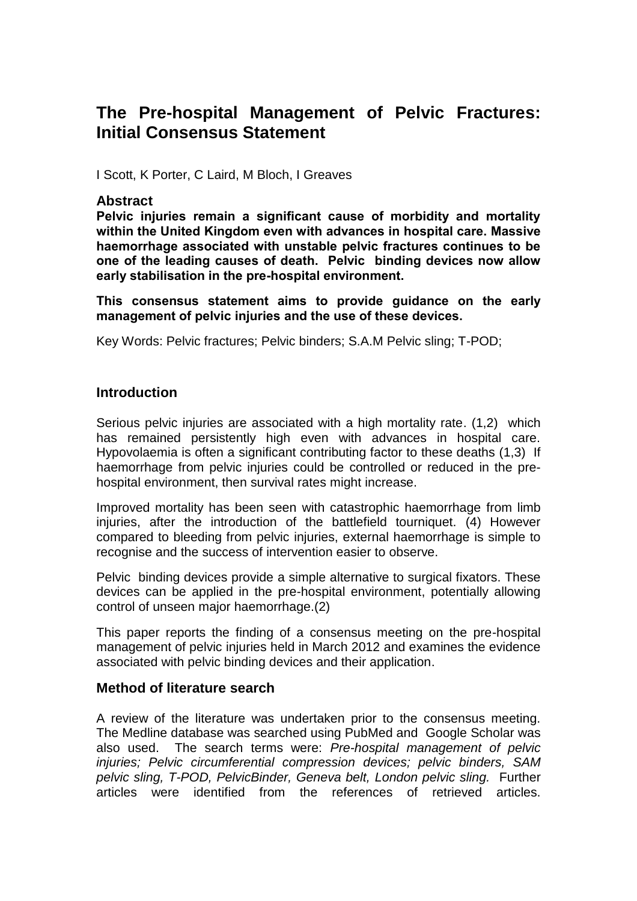# The Pre-hospital Management of Pelvic Fractures: Initial Consensus Statement

I Scott, K Porter, C Laird, M Bloch, I Greaves

## Abstract

**Pelvic injuries remain a significant cause of morbidity and mortality within the United Kingdom even with advances in hospital care. Massive haemorrhage associated with unstable pelvic fractures continues to be one of the leading causes of death. Pelvic binding devices now allow early stabilisation in the pre-hospital environment.**

**This consensus statement aims to provide guidance on the early management of pelvic injuries and the use of these devices.**

Key Words: Pelvic fractures; Pelvic binders; S.A.M Pelvic sling; T-POD;

## Introduction

Serious pelvic injuries are associated with a high mortality rate. (1,2) which has remained persistently high even with advances in hospital care. Hypovolaemia is often a significant contributing factor to these deaths (1,3) If haemorrhage from pelvic injuries could be controlled or reduced in the pre-hospital environment, then survival rates might increase.

Improved mortality has been seen with catastrophic haemorrhage from limb injuries, after the introduction of the battlefield tourniquet. (4) However compared to bleeding from pelvic injuries, external haemorrhage is simple to recognise and the success of intervention easier to observe.

Pelvic binding devices provide a simple alternative to surgical fixators. These devices can be applied in the pre-hospital environment, potentially allowing control of unseen major haemorrhage.(2)

This paper reports the finding of a consensus meeting on the pre-hospital management of pelvic injuries held in March 2012 and examines the evidence associated with pelvic binding devices and their application.

## Method of literature search

A review of the literature was undertaken prior to the consensus meeting. The Medline database was searched using PubMed and Google Scholar was also used. The search terms were: *Pre-hospital management of pelvic injuries; Pelvic circumferential compression devices; pelvic binders, SAM pelvic sling, T-POD, PelvicBinder, Geneva belt, London pelvic sling.* Further articles were identified from the references of retrieved articles.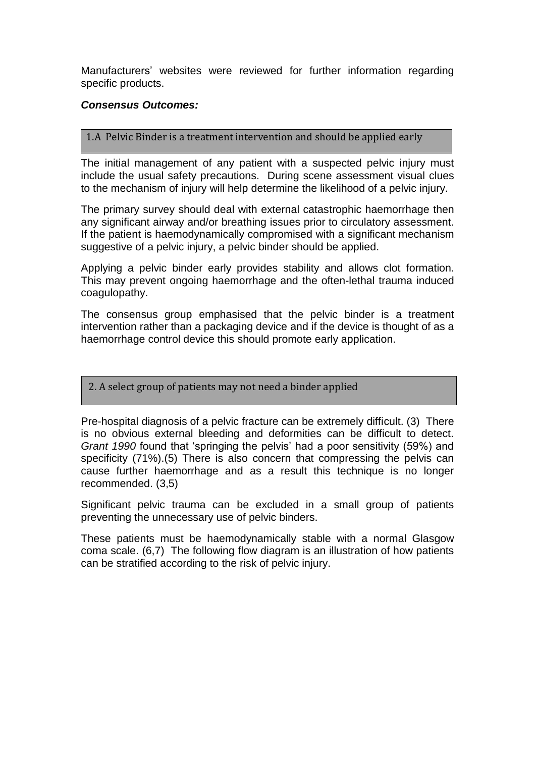Manufacturers' websites were reviewed for further information regarding specific products.

***Consensus Outcomes:***

### 1.A Pelvic Binder is a treatment intervention and should be applied early

The initial management of any patient with a suspected pelvic injury must include the usual safety precautions. During scene assessment visual clues to the mechanism of injury will help determine the likelihood of a pelvic injury.

The primary survey should deal with external catastrophic haemorrhage then any significant airway and/or breathing issues prior to circulatory assessment. If the patient is haemodynamically compromised with a significant mechanism suggestive of a pelvic injury, a pelvic binder should be applied.

Applying a pelvic binder early provides stability and allows clot formation. This may prevent ongoing haemorrhage and the often-lethal trauma induced coagulopathy.

The consensus group emphasised that the pelvic binder is a treatment intervention rather than a packaging device and if the device is thought of as a haemorrhage control device this should promote early application.

### 2. A select group of patients may not need a binder applied

Pre-hospital diagnosis of a pelvic fracture can be extremely difficult. (3) There is no obvious external bleeding and deformities can be difficult to detect. *Grant 1990* found that 'springing the pelvis' had a poor sensitivity (59%) and specificity (71%).(5) There is also concern that compressing the pelvis can cause further haemorrhage and as a result this technique is no longer recommended. (3,5)

Significant pelvic trauma can be excluded in a small group of patients preventing the unnecessary use of pelvic binders.

These patients must be haemodynamically stable with a normal Glasgow coma scale. (6,7) The following flow diagram is an illustration of how patients can be stratified according to the risk of pelvic injury.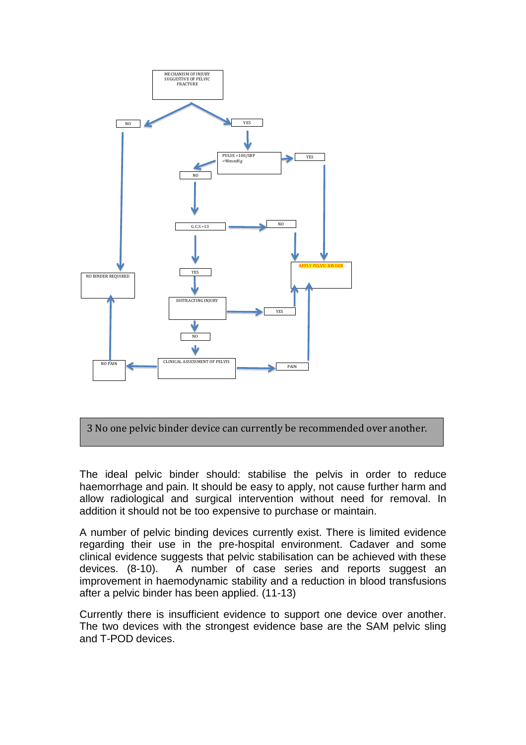MECHANISM OF INJURY SUGGESTIVE OF PELVIC FRACTURE

- NO → NO BINDER REQUIRED
- YES → PULSE >100/SBP <90mmHg
  - YES → APPLY PELVIC BINDER
  - NO → G.C.S >13
    - NO → APPLY PELVIC BINDER
    - YES → DISTRACTING INJURY
      - YES → APPLY PELVIC BINDER
      - NO → CLINICAL ASSESSMENT OF PELVIS
        - PAIN → APPLY PELVIC BINDER
        - NO PAIN → NO BINDER REQUIRED

3 No one pelvic binder device can currently be recommended over another.

The ideal pelvic binder should: stabilise the pelvis in order to reduce haemorrhage and pain. It should be easy to apply, not cause further harm and allow radiological and surgical intervention without need for removal. In addition it should not be too expensive to purchase or maintain.

A number of pelvic binding devices currently exist. There is limited evidence regarding their use in the pre-hospital environment. Cadaver and some clinical evidence suggests that pelvic stabilisation can be achieved with these devices. (8-10). A number of case series and reports suggest an improvement in haemodynamic stability and a reduction in blood transfusions after a pelvic binder has been applied. (11-13)

Currently there is insufficient evidence to support one device over another. The two devices with the strongest evidence base are the SAM pelvic sling and T-POD devices.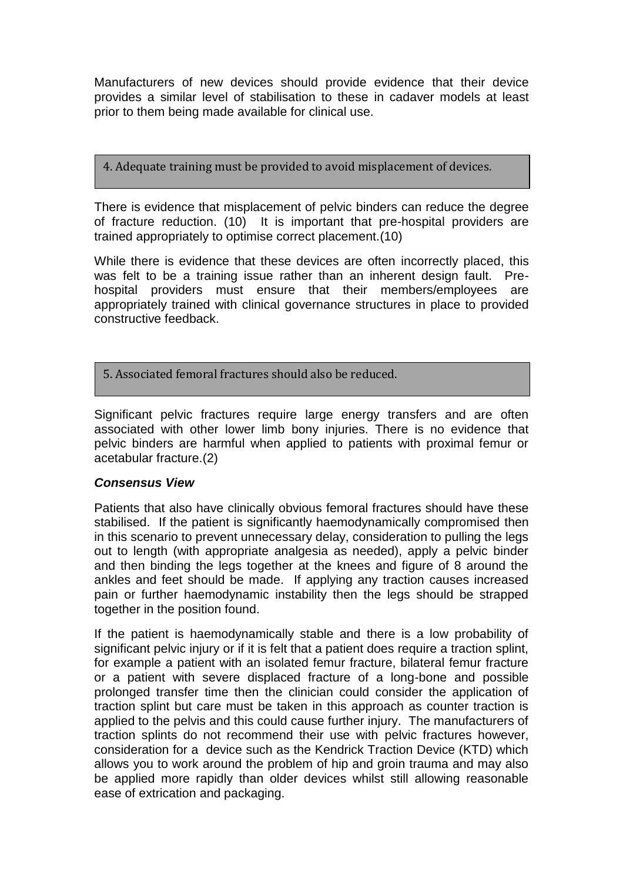Manufacturers of new devices should provide evidence that their device provides a similar level of stabilisation to these in cadaver models at least prior to them being made available for clinical use.

## 4. Adequate training must be provided to avoid misplacement of devices.

There is evidence that misplacement of pelvic binders can reduce the degree of fracture reduction. (10) It is important that pre-hospital providers are trained appropriately to optimise correct placement.(10)

While there is evidence that these devices are often incorrectly placed, this was felt to be a training issue rather than an inherent design fault. Pre-hospital providers must ensure that their members/employees are appropriately trained with clinical governance structures in place to provided constructive feedback.

## 5. Associated femoral fractures should also be reduced.

Significant pelvic fractures require large energy transfers and are often associated with other lower limb bony injuries. There is no evidence that pelvic binders are harmful when applied to patients with proximal femur or acetabular fracture.(2)

***Consensus View***

Patients that also have clinically obvious femoral fractures should have these stabilised. If the patient is significantly haemodynamically compromised then in this scenario to prevent unnecessary delay, consideration to pulling the legs out to length (with appropriate analgesia as needed), apply a pelvic binder and then binding the legs together at the knees and figure of 8 around the ankles and feet should be made. If applying any traction causes increased pain or further haemodynamic instability then the legs should be strapped together in the position found.

If the patient is haemodynamically stable and there is a low probability of significant pelvic injury or if it is felt that a patient does require a traction splint, for example a patient with an isolated femur fracture, bilateral femur fracture or a patient with severe displaced fracture of a long-bone and possible prolonged transfer time then the clinician could consider the application of traction splint but care must be taken in this approach as counter traction is applied to the pelvis and this could cause further injury. The manufacturers of traction splints do not recommend their use with pelvic fractures however, consideration for a device such as the Kendrick Traction Device (KTD) which allows you to work around the problem of hip and groin trauma and may also be applied more rapidly than older devices whilst still allowing reasonable ease of extrication and packaging.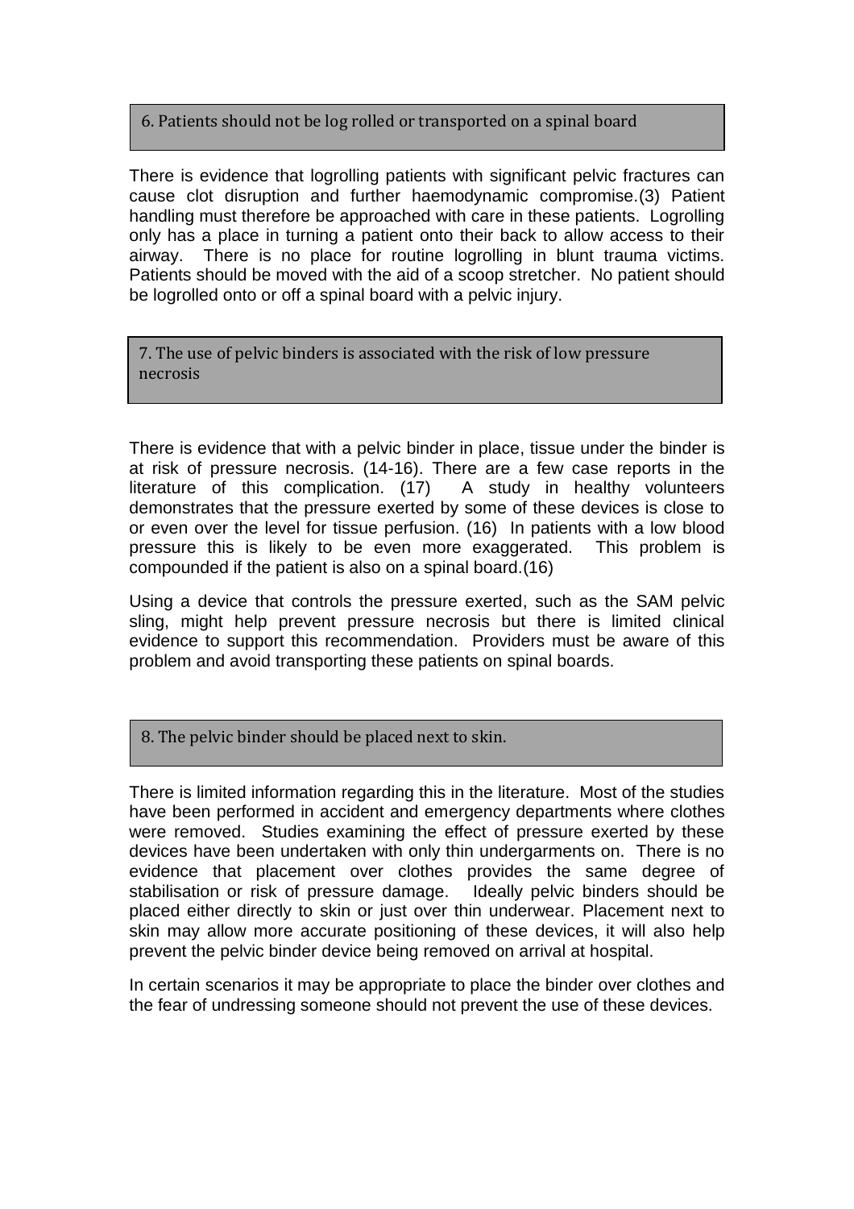## 6. Patients should not be log rolled or transported on a spinal board

There is evidence that logrolling patients with significant pelvic fractures can cause clot disruption and further haemodynamic compromise.(3) Patient handling must therefore be approached with care in these patients. Logrolling only has a place in turning a patient onto their back to allow access to their airway. There is no place for routine logrolling in blunt trauma victims. Patients should be moved with the aid of a scoop stretcher. No patient should be logrolled onto or off a spinal board with a pelvic injury.

## 7. The use of pelvic binders is associated with the risk of low pressure necrosis

There is evidence that with a pelvic binder in place, tissue under the binder is at risk of pressure necrosis. (14-16). There are a few case reports in the literature of this complication. (17) A study in healthy volunteers demonstrates that the pressure exerted by some of these devices is close to or even over the level for tissue perfusion. (16) In patients with a low blood pressure this is likely to be even more exaggerated. This problem is compounded if the patient is also on a spinal board.(16)

Using a device that controls the pressure exerted, such as the SAM pelvic sling, might help prevent pressure necrosis but there is limited clinical evidence to support this recommendation. Providers must be aware of this problem and avoid transporting these patients on spinal boards.

## 8. The pelvic binder should be placed next to skin.

There is limited information regarding this in the literature. Most of the studies have been performed in accident and emergency departments where clothes were removed. Studies examining the effect of pressure exerted by these devices have been undertaken with only thin undergarments on. There is no evidence that placement over clothes provides the same degree of stabilisation or risk of pressure damage. Ideally pelvic binders should be placed either directly to skin or just over thin underwear. Placement next to skin may allow more accurate positioning of these devices, it will also help prevent the pelvic binder device being removed on arrival at hospital.

In certain scenarios it may be appropriate to place the binder over clothes and the fear of undressing someone should not prevent the use of these devices.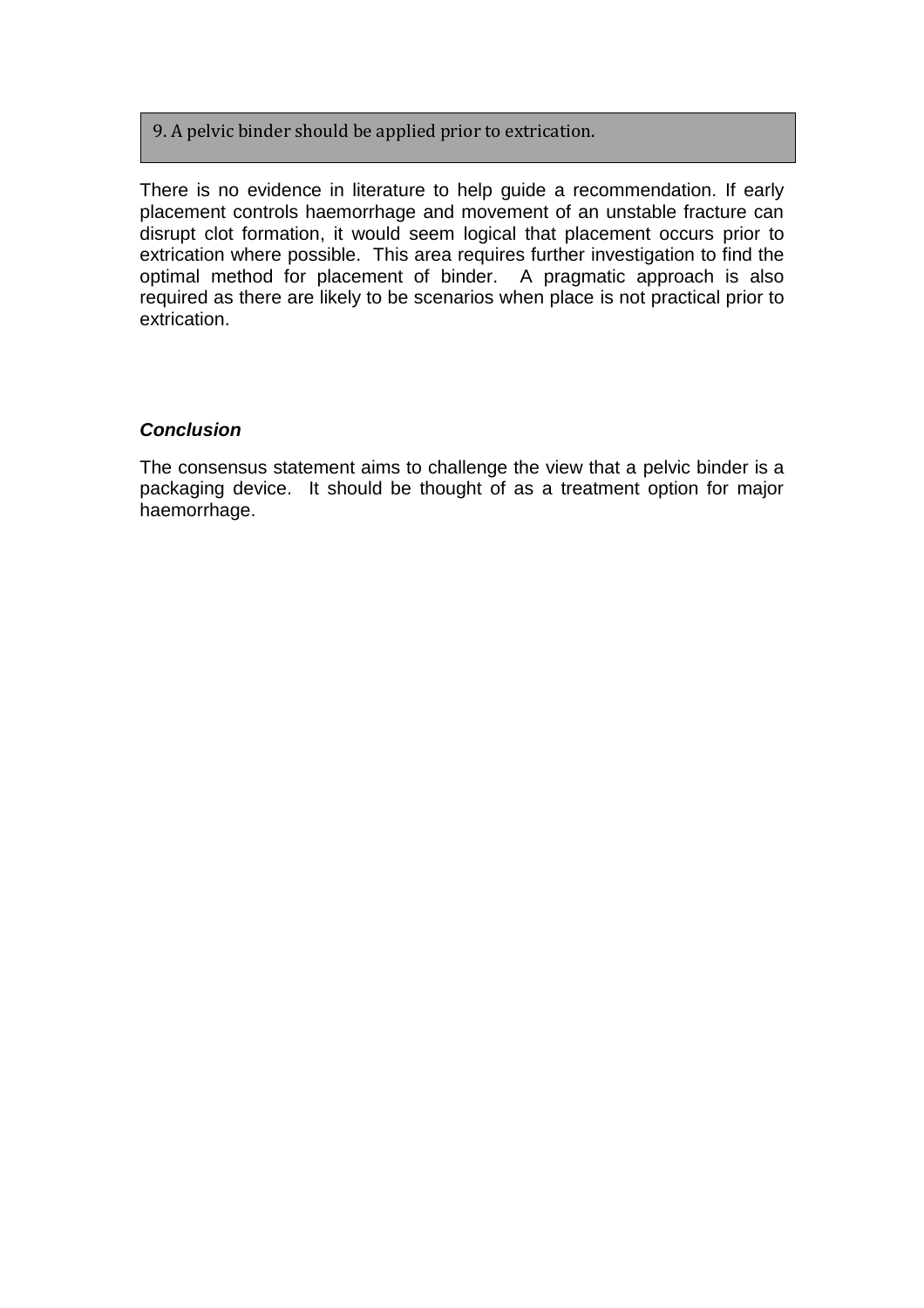**9. A pelvic binder should be applied prior to extrication.**

There is no evidence in literature to help guide a recommendation. If early placement controls haemorrhage and movement of an unstable fracture can disrupt clot formation, it would seem logical that placement occurs prior to extrication where possible. This area requires further investigation to find the optimal method for placement of binder. A pragmatic approach is also required as there are likely to be scenarios when place is not practical prior to extrication.

### ***Conclusion***

The consensus statement aims to challenge the view that a pelvic binder is a packaging device. It should be thought of as a treatment option for major haemorrhage.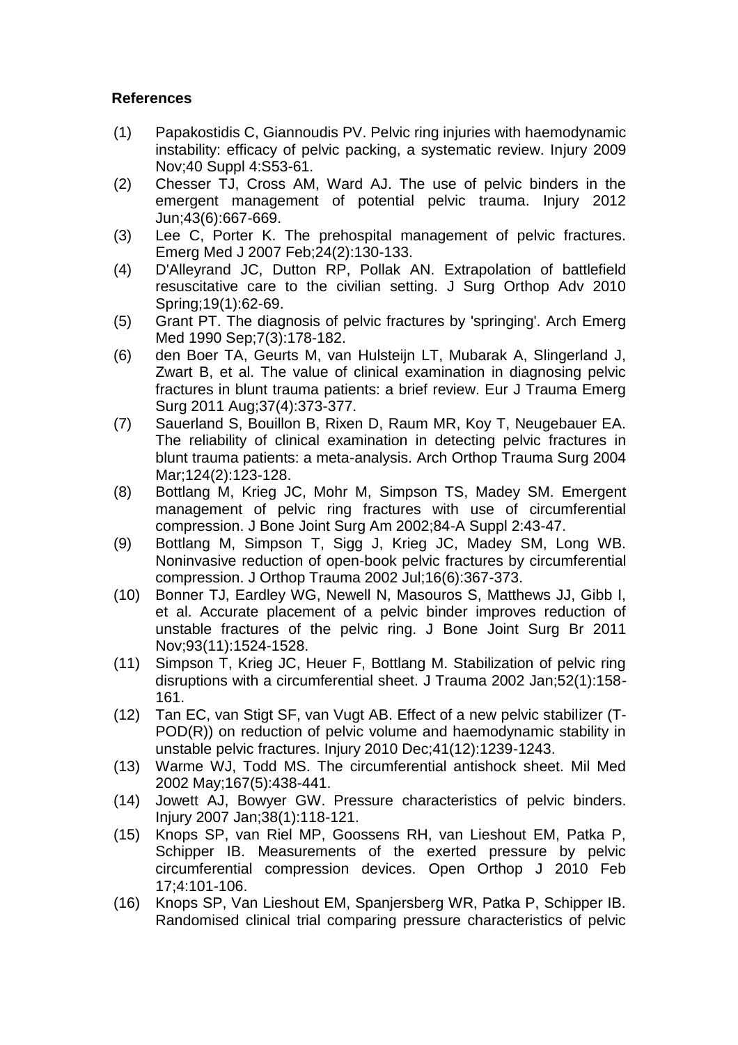## References

(1) Papakostidis C, Giannoudis PV. Pelvic ring injuries with haemodynamic instability: efficacy of pelvic packing, a systematic review. Injury 2009 Nov;40 Suppl 4:S53-61.

(2) Chesser TJ, Cross AM, Ward AJ. The use of pelvic binders in the emergent management of potential pelvic trauma. Injury 2012 Jun;43(6):667-669.

(3) Lee C, Porter K. The prehospital management of pelvic fractures. Emerg Med J 2007 Feb;24(2):130-133.

(4) D'Alleyrand JC, Dutton RP, Pollak AN. Extrapolation of battlefield resuscitative care to the civilian setting. J Surg Orthop Adv 2010 Spring;19(1):62-69.

(5) Grant PT. The diagnosis of pelvic fractures by 'springing'. Arch Emerg Med 1990 Sep;7(3):178-182.

(6) den Boer TA, Geurts M, van Hulsteijn LT, Mubarak A, Slingerland J, Zwart B, et al. The value of clinical examination in diagnosing pelvic fractures in blunt trauma patients: a brief review. Eur J Trauma Emerg Surg 2011 Aug;37(4):373-377.

(7) Sauerland S, Bouillon B, Rixen D, Raum MR, Koy T, Neugebauer EA. The reliability of clinical examination in detecting pelvic fractures in blunt trauma patients: a meta-analysis. Arch Orthop Trauma Surg 2004 Mar;124(2):123-128.

(8) Bottlang M, Krieg JC, Mohr M, Simpson TS, Madey SM. Emergent management of pelvic ring fractures with use of circumferential compression. J Bone Joint Surg Am 2002;84-A Suppl 2:43-47.

(9) Bottlang M, Simpson T, Sigg J, Krieg JC, Madey SM, Long WB. Noninvasive reduction of open-book pelvic fractures by circumferential compression. J Orthop Trauma 2002 Jul;16(6):367-373.

(10) Bonner TJ, Eardley WG, Newell N, Masouros S, Matthews JJ, Gibb I, et al. Accurate placement of a pelvic binder improves reduction of unstable fractures of the pelvic ring. J Bone Joint Surg Br 2011 Nov;93(11):1524-1528.

(11) Simpson T, Krieg JC, Heuer F, Bottlang M. Stabilization of pelvic ring disruptions with a circumferential sheet. J Trauma 2002 Jan;52(1):158-161.

(12) Tan EC, van Stigt SF, van Vugt AB. Effect of a new pelvic stabilizer (T-POD(R)) on reduction of pelvic volume and haemodynamic stability in unstable pelvic fractures. Injury 2010 Dec;41(12):1239-1243.

(13) Warme WJ, Todd MS. The circumferential antishock sheet. Mil Med 2002 May;167(5):438-441.

(14) Jowett AJ, Bowyer GW. Pressure characteristics of pelvic binders. Injury 2007 Jan;38(1):118-121.

(15) Knops SP, van Riel MP, Goossens RH, van Lieshout EM, Patka P, Schipper IB. Measurements of the exerted pressure by pelvic circumferential compression devices. Open Orthop J 2010 Feb 17;4:101-106.

(16) Knops SP, Van Lieshout EM, Spanjersberg WR, Patka P, Schipper IB. Randomised clinical trial comparing pressure characteristics of pelvic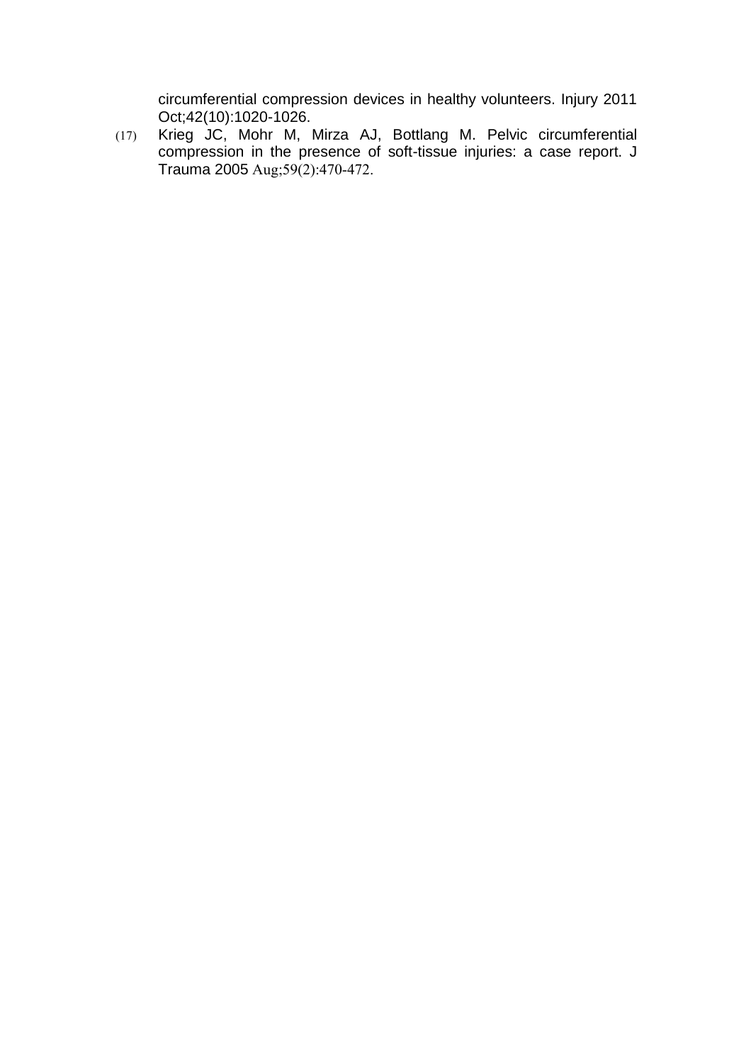circumferential compression devices in healthy volunteers. Injury 2011 Oct;42(10):1020-1026.

(17) Krieg JC, Mohr M, Mirza AJ, Bottlang M. Pelvic circumferential compression in the presence of soft-tissue injuries: a case report. J Trauma 2005 Aug;59(2):470-472.